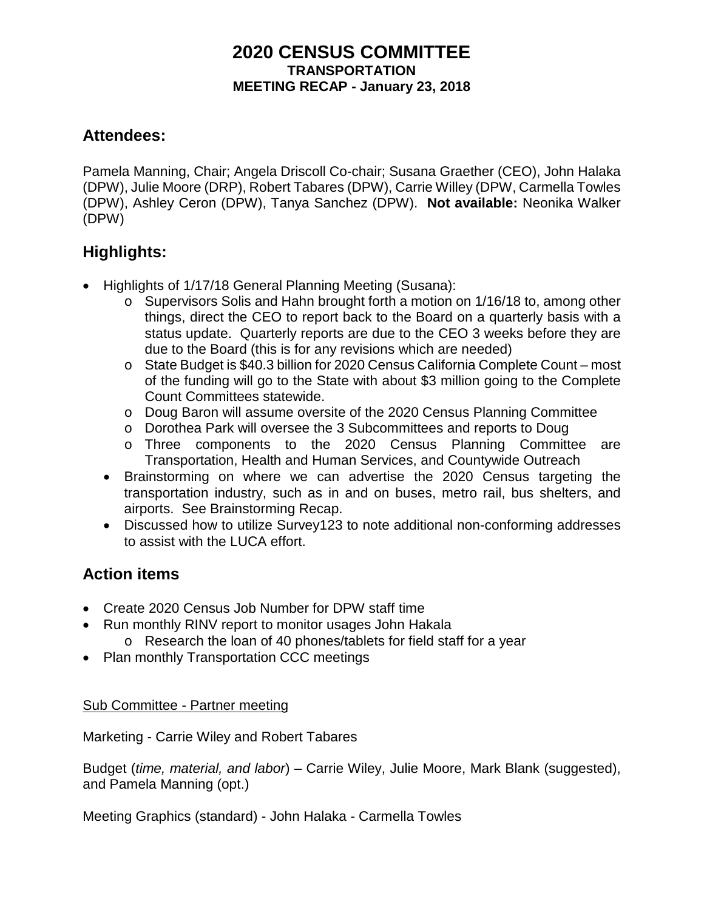# 2020 CENSUS COMMITTEE
## TRANSPORTATION
## MEETING RECAP - January 23, 2018

## Attendees:

Pamela Manning, Chair; Angela Driscoll Co-chair; Susana Graether (CEO), John Halaka (DPW), Julie Moore (DRP), Robert Tabares (DPW), Carrie Willey (DPW, Carmella Towles (DPW), Ashley Ceron (DPW), Tanya Sanchez (DPW). **Not available:** Neonika Walker (DPW)

## Highlights:

- Highlights of 1/17/18 General Planning Meeting (Susana):
  - Supervisors Solis and Hahn brought forth a motion on 1/16/18 to, among other things, direct the CEO to report back to the Board on a quarterly basis with a status update. Quarterly reports are due to the CEO 3 weeks before they are due to the Board (this is for any revisions which are needed)
  - State Budget is $40.3 billion for 2020 Census California Complete Count – most of the funding will go to the State with about $3 million going to the Complete Count Committees statewide.
  - Doug Baron will assume oversite of the 2020 Census Planning Committee
  - Dorothea Park will oversee the 3 Subcommittees and reports to Doug
  - Three components to the 2020 Census Planning Committee are Transportation, Health and Human Services, and Countywide Outreach
- Brainstorming on where we can advertise the 2020 Census targeting the transportation industry, such as in and on buses, metro rail, bus shelters, and airports. See Brainstorming Recap.
- Discussed how to utilize Survey123 to note additional non-conforming addresses to assist with the LUCA effort.

## Action items

- Create 2020 Census Job Number for DPW staff time
- Run monthly RINV report to monitor usages John Hakala
  - Research the loan of 40 phones/tablets for field staff for a year
- Plan monthly Transportation CCC meetings

<u>Sub Committee - Partner meeting</u>

Marketing - Carrie Wiley and Robert Tabares

Budget (*time, material, and labor*) – Carrie Wiley, Julie Moore, Mark Blank (suggested), and Pamela Manning (opt.)

Meeting Graphics (standard) - John Halaka - Carmella Towles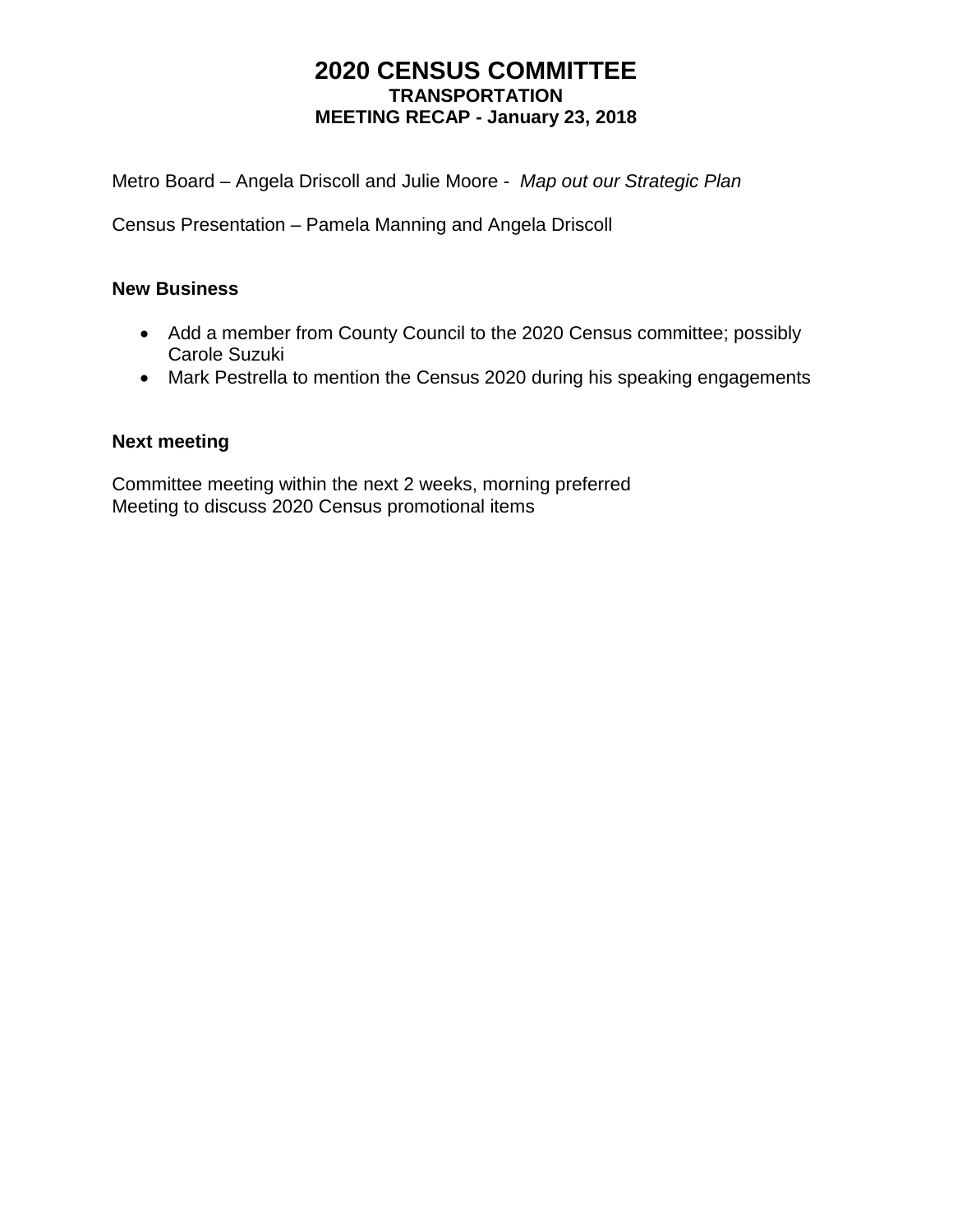# 2020 CENSUS COMMITTEE
## TRANSPORTATION
## MEETING RECAP - January 23, 2018

Metro Board – Angela Driscoll and Julie Moore - *Map out our Strategic Plan*

Census Presentation – Pamela Manning and Angela Driscoll

### New Business

- Add a member from County Council to the 2020 Census committee; possibly Carole Suzuki
- Mark Pestrella to mention the Census 2020 during his speaking engagements

### Next meeting

Committee meeting within the next 2 weeks, morning preferred
Meeting to discuss 2020 Census promotional items